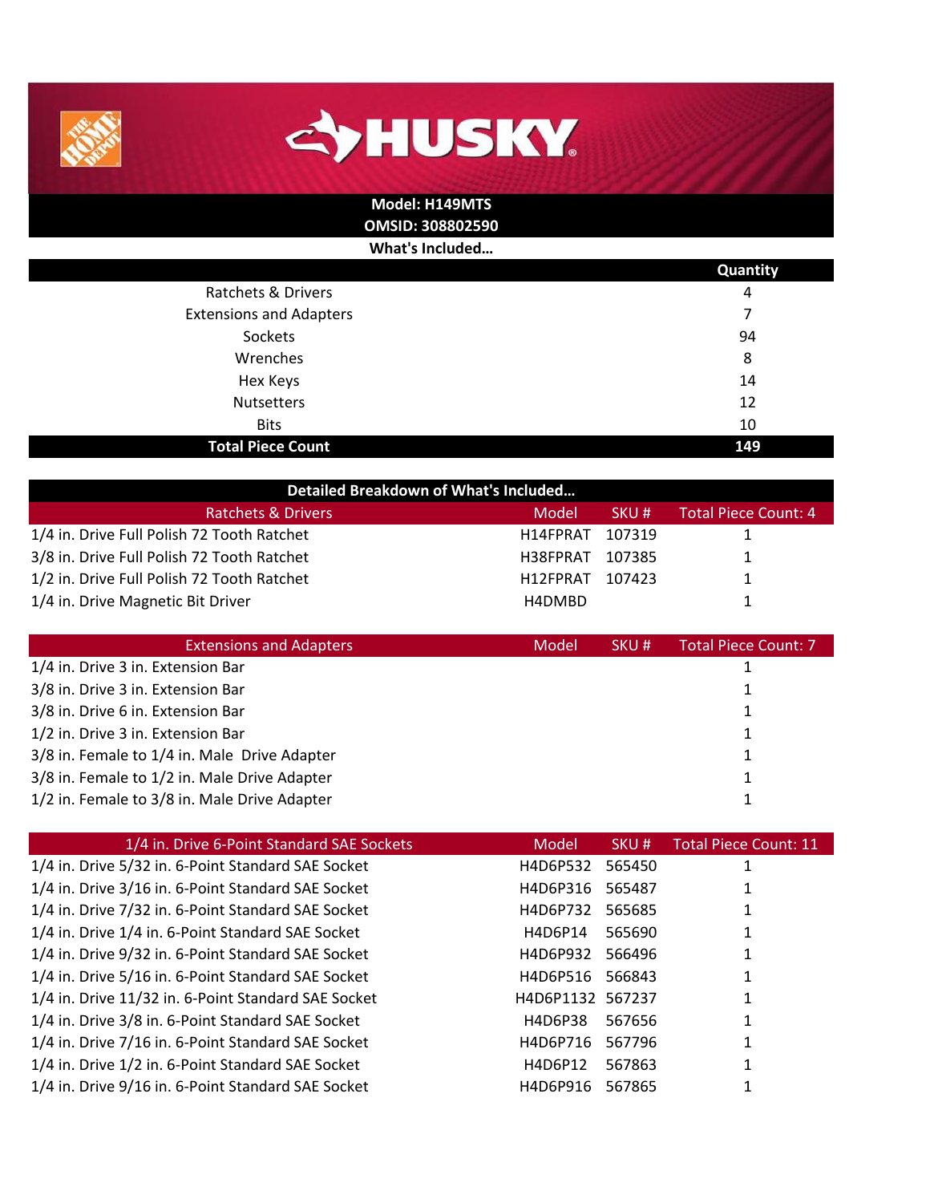# HUSKY

**Model: H149MTS**

**OMSID: 308802590**

**What's Included…**

| | Quantity |
|---|---|
| Ratchets & Drivers | 4 |
| Extensions and Adapters | 7 |
| Sockets | 94 |
| Wrenches | 8 |
| Hex Keys | 14 |
| Nutsetters | 12 |
| Bits | 10 |
| **Total Piece Count** | **149** |

**Detailed Breakdown of What's Included…**

| Ratchets & Drivers | Model | SKU # | Total Piece Count: 4 |
|---|---|---|---|
| 1/4 in. Drive Full Polish 72 Tooth Ratchet | H14FPRAT | 107319 | 1 |
| 3/8 in. Drive Full Polish 72 Tooth Ratchet | H38FPRAT | 107385 | 1 |
| 1/2 in. Drive Full Polish 72 Tooth Ratchet | H12FPRAT | 107423 | 1 |
| 1/4 in. Drive Magnetic Bit Driver | H4DMBD | | 1 |

| Extensions and Adapters | Model | SKU # | Total Piece Count: 7 |
|---|---|---|---|
| 1/4 in. Drive 3 in. Extension Bar | | | 1 |
| 3/8 in. Drive 3 in. Extension Bar | | | 1 |
| 3/8 in. Drive 6 in. Extension Bar | | | 1 |
| 1/2 in. Drive 3 in. Extension Bar | | | 1 |
| 3/8 in. Female to 1/4 in. Male Drive Adapter | | | 1 |
| 3/8 in. Female to 1/2 in. Male Drive Adapter | | | 1 |
| 1/2 in. Female to 3/8 in. Male Drive Adapter | | | 1 |

| 1/4 in. Drive 6-Point Standard SAE Sockets | Model | SKU # | Total Piece Count: 11 |
|---|---|---|---|
| 1/4 in. Drive 5/32 in. 6-Point Standard SAE Socket | H4D6P532 | 565450 | 1 |
| 1/4 in. Drive 3/16 in. 6-Point Standard SAE Socket | H4D6P316 | 565487 | 1 |
| 1/4 in. Drive 7/32 in. 6-Point Standard SAE Socket | H4D6P732 | 565685 | 1 |
| 1/4 in. Drive 1/4 in. 6-Point Standard SAE Socket | H4D6P14 | 565690 | 1 |
| 1/4 in. Drive 9/32 in. 6-Point Standard SAE Socket | H4D6P932 | 566496 | 1 |
| 1/4 in. Drive 5/16 in. 6-Point Standard SAE Socket | H4D6P516 | 566843 | 1 |
| 1/4 in. Drive 11/32 in. 6-Point Standard SAE Socket | H4D6P1132 | 567237 | 1 |
| 1/4 in. Drive 3/8 in. 6-Point Standard SAE Socket | H4D6P38 | 567656 | 1 |
| 1/4 in. Drive 7/16 in. 6-Point Standard SAE Socket | H4D6P716 | 567796 | 1 |
| 1/4 in. Drive 1/2 in. 6-Point Standard SAE Socket | H4D6P12 | 567863 | 1 |
| 1/4 in. Drive 9/16 in. 6-Point Standard SAE Socket | H4D6P916 | 567865 | 1 |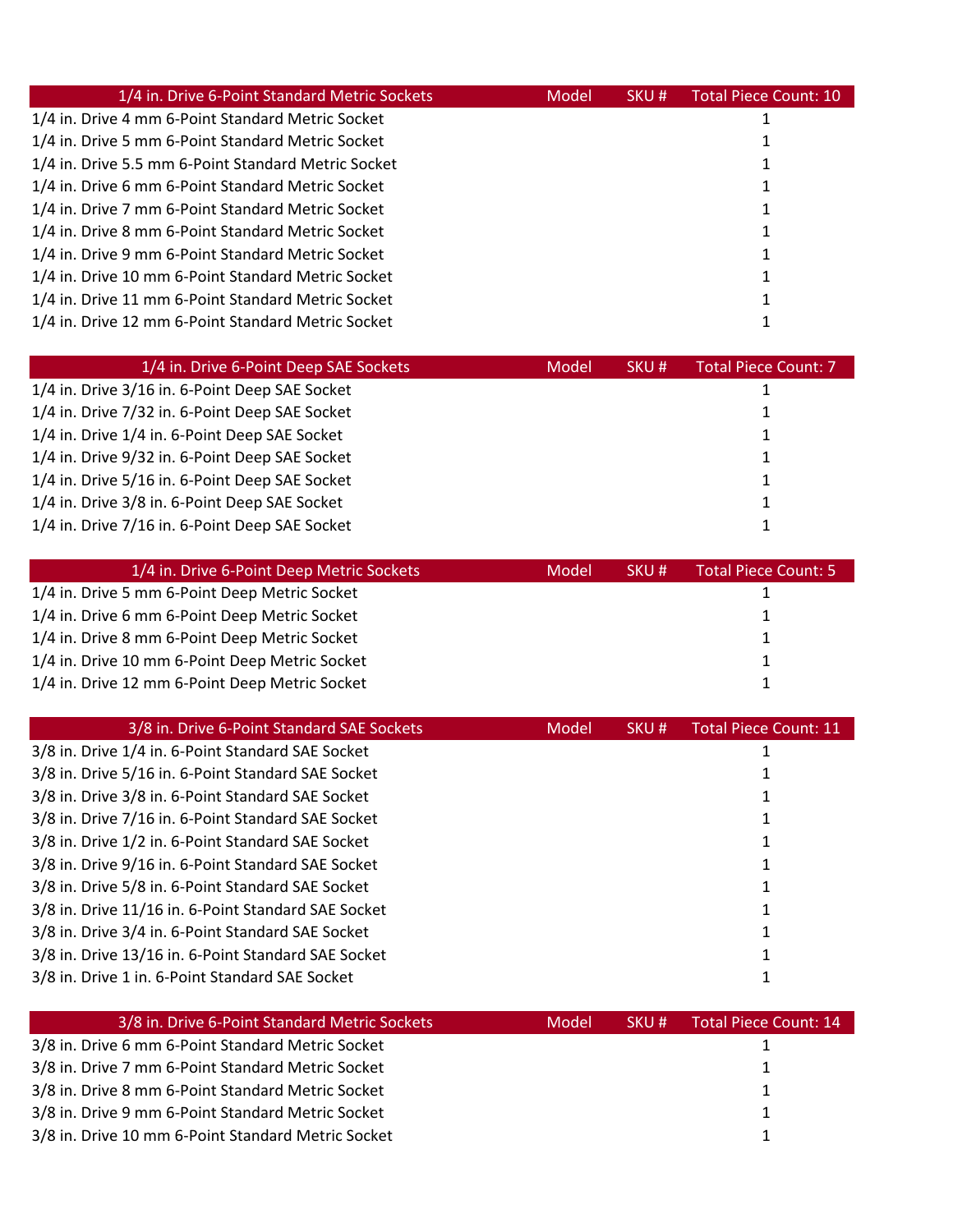| 1/4 in. Drive 6-Point Standard Metric Sockets | Model | SKU # | Total Piece Count: 10 |
| --- | --- | --- | --- |
| 1/4 in. Drive 4 mm 6-Point Standard Metric Socket | | | 1 |
| 1/4 in. Drive 5 mm 6-Point Standard Metric Socket | | | 1 |
| 1/4 in. Drive 5.5 mm 6-Point Standard Metric Socket | | | 1 |
| 1/4 in. Drive 6 mm 6-Point Standard Metric Socket | | | 1 |
| 1/4 in. Drive 7 mm 6-Point Standard Metric Socket | | | 1 |
| 1/4 in. Drive 8 mm 6-Point Standard Metric Socket | | | 1 |
| 1/4 in. Drive 9 mm 6-Point Standard Metric Socket | | | 1 |
| 1/4 in. Drive 10 mm 6-Point Standard Metric Socket | | | 1 |
| 1/4 in. Drive 11 mm 6-Point Standard Metric Socket | | | 1 |
| 1/4 in. Drive 12 mm 6-Point Standard Metric Socket | | | 1 |

| 1/4 in. Drive 6-Point Deep SAE Sockets | Model | SKU # | Total Piece Count: 7 |
| --- | --- | --- | --- |
| 1/4 in. Drive 3/16 in. 6-Point Deep SAE Socket | | | 1 |
| 1/4 in. Drive 7/32 in. 6-Point Deep SAE Socket | | | 1 |
| 1/4 in. Drive 1/4 in. 6-Point Deep SAE Socket | | | 1 |
| 1/4 in. Drive 9/32 in. 6-Point Deep SAE Socket | | | 1 |
| 1/4 in. Drive 5/16 in. 6-Point Deep SAE Socket | | | 1 |
| 1/4 in. Drive 3/8 in. 6-Point Deep SAE Socket | | | 1 |
| 1/4 in. Drive 7/16 in. 6-Point Deep SAE Socket | | | 1 |

| 1/4 in. Drive 6-Point Deep Metric Sockets | Model | SKU # | Total Piece Count: 5 |
| --- | --- | --- | --- |
| 1/4 in. Drive 5 mm 6-Point Deep Metric Socket | | | 1 |
| 1/4 in. Drive 6 mm 6-Point Deep Metric Socket | | | 1 |
| 1/4 in. Drive 8 mm 6-Point Deep Metric Socket | | | 1 |
| 1/4 in. Drive 10 mm 6-Point Deep Metric Socket | | | 1 |
| 1/4 in. Drive 12 mm 6-Point Deep Metric Socket | | | 1 |

| 3/8 in. Drive 6-Point Standard SAE Sockets | Model | SKU # | Total Piece Count: 11 |
| --- | --- | --- | --- |
| 3/8 in. Drive 1/4 in. 6-Point Standard SAE Socket | | | 1 |
| 3/8 in. Drive 5/16 in. 6-Point Standard SAE Socket | | | 1 |
| 3/8 in. Drive 3/8 in. 6-Point Standard SAE Socket | | | 1 |
| 3/8 in. Drive 7/16 in. 6-Point Standard SAE Socket | | | 1 |
| 3/8 in. Drive 1/2 in. 6-Point Standard SAE Socket | | | 1 |
| 3/8 in. Drive 9/16 in. 6-Point Standard SAE Socket | | | 1 |
| 3/8 in. Drive 5/8 in. 6-Point Standard SAE Socket | | | 1 |
| 3/8 in. Drive 11/16 in. 6-Point Standard SAE Socket | | | 1 |
| 3/8 in. Drive 3/4 in. 6-Point Standard SAE Socket | | | 1 |
| 3/8 in. Drive 13/16 in. 6-Point Standard SAE Socket | | | 1 |
| 3/8 in. Drive 1 in. 6-Point Standard SAE Socket | | | 1 |

| 3/8 in. Drive 6-Point Standard Metric Sockets | Model | SKU # | Total Piece Count: 14 |
| --- | --- | --- | --- |
| 3/8 in. Drive 6 mm 6-Point Standard Metric Socket | | | 1 |
| 3/8 in. Drive 7 mm 6-Point Standard Metric Socket | | | 1 |
| 3/8 in. Drive 8 mm 6-Point Standard Metric Socket | | | 1 |
| 3/8 in. Drive 9 mm 6-Point Standard Metric Socket | | | 1 |
| 3/8 in. Drive 10 mm 6-Point Standard Metric Socket | | | 1 |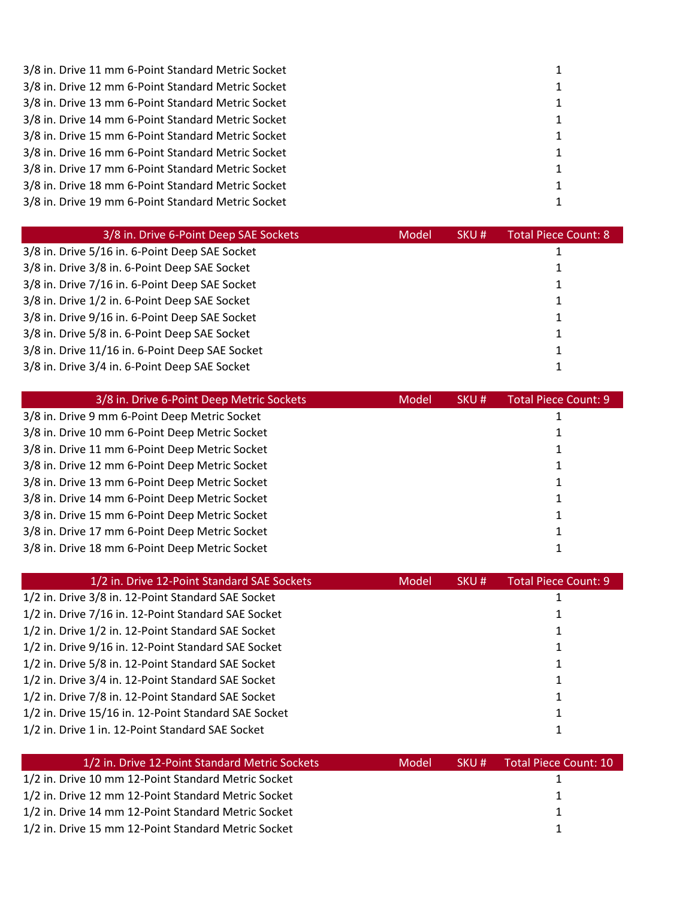| | | | |
|---|---|---|---|
| 3/8 in. Drive 11 mm 6-Point Standard Metric Socket | | | 1 |
| 3/8 in. Drive 12 mm 6-Point Standard Metric Socket | | | 1 |
| 3/8 in. Drive 13 mm 6-Point Standard Metric Socket | | | 1 |
| 3/8 in. Drive 14 mm 6-Point Standard Metric Socket | | | 1 |
| 3/8 in. Drive 15 mm 6-Point Standard Metric Socket | | | 1 |
| 3/8 in. Drive 16 mm 6-Point Standard Metric Socket | | | 1 |
| 3/8 in. Drive 17 mm 6-Point Standard Metric Socket | | | 1 |
| 3/8 in. Drive 18 mm 6-Point Standard Metric Socket | | | 1 |
| 3/8 in. Drive 19 mm 6-Point Standard Metric Socket | | | 1 |

| 3/8 in. Drive 6-Point Deep SAE Sockets | Model | SKU # | Total Piece Count: 8 |
|---|---|---|---|
| 3/8 in. Drive 5/16 in. 6-Point Deep SAE Socket | | | 1 |
| 3/8 in. Drive 3/8 in. 6-Point Deep SAE Socket | | | 1 |
| 3/8 in. Drive 7/16 in. 6-Point Deep SAE Socket | | | 1 |
| 3/8 in. Drive 1/2 in. 6-Point Deep SAE Socket | | | 1 |
| 3/8 in. Drive 9/16 in. 6-Point Deep SAE Socket | | | 1 |
| 3/8 in. Drive 5/8 in. 6-Point Deep SAE Socket | | | 1 |
| 3/8 in. Drive 11/16 in. 6-Point Deep SAE Socket | | | 1 |
| 3/8 in. Drive 3/4 in. 6-Point Deep SAE Socket | | | 1 |

| 3/8 in. Drive 6-Point Deep Metric Sockets | Model | SKU # | Total Piece Count: 9 |
|---|---|---|---|
| 3/8 in. Drive 9 mm 6-Point Deep Metric Socket | | | 1 |
| 3/8 in. Drive 10 mm 6-Point Deep Metric Socket | | | 1 |
| 3/8 in. Drive 11 mm 6-Point Deep Metric Socket | | | 1 |
| 3/8 in. Drive 12 mm 6-Point Deep Metric Socket | | | 1 |
| 3/8 in. Drive 13 mm 6-Point Deep Metric Socket | | | 1 |
| 3/8 in. Drive 14 mm 6-Point Deep Metric Socket | | | 1 |
| 3/8 in. Drive 15 mm 6-Point Deep Metric Socket | | | 1 |
| 3/8 in. Drive 17 mm 6-Point Deep Metric Socket | | | 1 |
| 3/8 in. Drive 18 mm 6-Point Deep Metric Socket | | | 1 |

| 1/2 in. Drive 12-Point Standard SAE Sockets | Model | SKU # | Total Piece Count: 9 |
|---|---|---|---|
| 1/2 in. Drive 3/8 in. 12-Point Standard SAE Socket | | | 1 |
| 1/2 in. Drive 7/16 in. 12-Point Standard SAE Socket | | | 1 |
| 1/2 in. Drive 1/2 in. 12-Point Standard SAE Socket | | | 1 |
| 1/2 in. Drive 9/16 in. 12-Point Standard SAE Socket | | | 1 |
| 1/2 in. Drive 5/8 in. 12-Point Standard SAE Socket | | | 1 |
| 1/2 in. Drive 3/4 in. 12-Point Standard SAE Socket | | | 1 |
| 1/2 in. Drive 7/8 in. 12-Point Standard SAE Socket | | | 1 |
| 1/2 in. Drive 15/16 in. 12-Point Standard SAE Socket | | | 1 |
| 1/2 in. Drive 1 in. 12-Point Standard SAE Socket | | | 1 |

| 1/2 in. Drive 12-Point Standard Metric Sockets | Model | SKU # | Total Piece Count: 10 |
|---|---|---|---|
| 1/2 in. Drive 10 mm 12-Point Standard Metric Socket | | | 1 |
| 1/2 in. Drive 12 mm 12-Point Standard Metric Socket | | | 1 |
| 1/2 in. Drive 14 mm 12-Point Standard Metric Socket | | | 1 |
| 1/2 in. Drive 15 mm 12-Point Standard Metric Socket | | | 1 |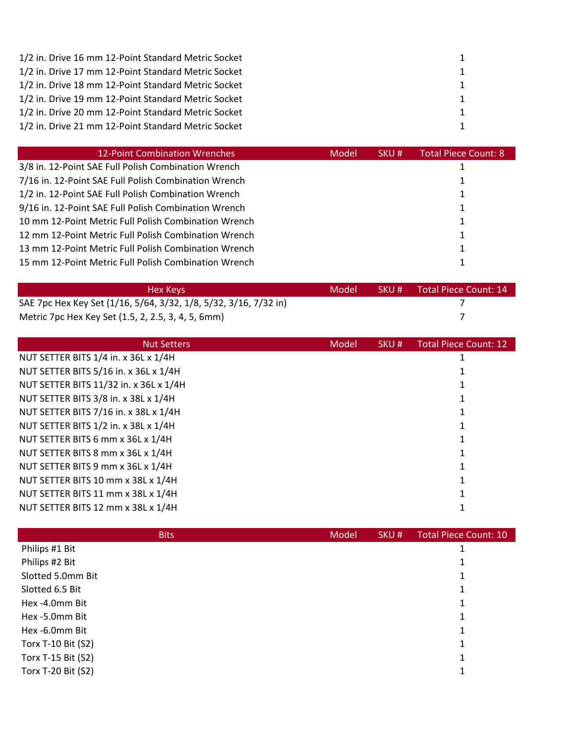| | | | |
|---|---|---|---|
| 1/2 in. Drive 16 mm 12-Point Standard Metric Socket | | | 1 |
| 1/2 in. Drive 17 mm 12-Point Standard Metric Socket | | | 1 |
| 1/2 in. Drive 18 mm 12-Point Standard Metric Socket | | | 1 |
| 1/2 in. Drive 19 mm 12-Point Standard Metric Socket | | | 1 |
| 1/2 in. Drive 20 mm 12-Point Standard Metric Socket | | | 1 |
| 1/2 in. Drive 21 mm 12-Point Standard Metric Socket | | | 1 |

| 12-Point Combination Wrenches | Model | SKU # | Total Piece Count: 8 |
|---|---|---|---|
| 3/8 in. 12-Point SAE Full Polish Combination Wrench | | | 1 |
| 7/16 in. 12-Point SAE Full Polish Combination Wrench | | | 1 |
| 1/2 in. 12-Point SAE Full Polish Combination Wrench | | | 1 |
| 9/16 in. 12-Point SAE Full Polish Combination Wrench | | | 1 |
| 10 mm 12-Point Metric Full Polish Combination Wrench | | | 1 |
| 12 mm 12-Point Metric Full Polish Combination Wrench | | | 1 |
| 13 mm 12-Point Metric Full Polish Combination Wrench | | | 1 |
| 15 mm 12-Point Metric Full Polish Combination Wrench | | | 1 |

| Hex Keys | Model | SKU # | Total Piece Count: 14 |
|---|---|---|---|
| SAE 7pc Hex Key Set (1/16, 5/64, 3/32, 1/8, 5/32, 3/16, 7/32 in) | | | 7 |
| Metric 7pc Hex Key Set (1.5, 2, 2.5, 3, 4, 5, 6mm) | | | 7 |

| Nut Setters | Model | SKU # | Total Piece Count: 12 |
|---|---|---|---|
| NUT SETTER BITS 1/4 in. x 36L x 1/4H | | | 1 |
| NUT SETTER BITS 5/16 in. x 36L x 1/4H | | | 1 |
| NUT SETTER BITS 11/32 in. x 36L x 1/4H | | | 1 |
| NUT SETTER BITS 3/8 in. x 38L x 1/4H | | | 1 |
| NUT SETTER BITS 7/16 in. x 38L x 1/4H | | | 1 |
| NUT SETTER BITS 1/2 in. x 38L x 1/4H | | | 1 |
| NUT SETTER BITS 6 mm x 36L x 1/4H | | | 1 |
| NUT SETTER BITS 8 mm x 36L x 1/4H | | | 1 |
| NUT SETTER BITS 9 mm x 36L x 1/4H | | | 1 |
| NUT SETTER BITS 10 mm x 38L x 1/4H | | | 1 |
| NUT SETTER BITS 11 mm x 38L x 1/4H | | | 1 |
| NUT SETTER BITS 12 mm x 38L x 1/4H | | | 1 |

| Bits | Model | SKU # | Total Piece Count: 10 |
|---|---|---|---|
| Philips #1 Bit | | | 1 |
| Philips #2 Bit | | | 1 |
| Slotted 5.0mm Bit | | | 1 |
| Slotted 6.5 Bit | | | 1 |
| Hex -4.0mm Bit | | | 1 |
| Hex -5.0mm Bit | | | 1 |
| Hex -6.0mm Bit | | | 1 |
| Torx T-10 Bit (S2) | | | 1 |
| Torx T-15 Bit (S2) | | | 1 |
| Torx T-20 Bit (S2) | | | 1 |